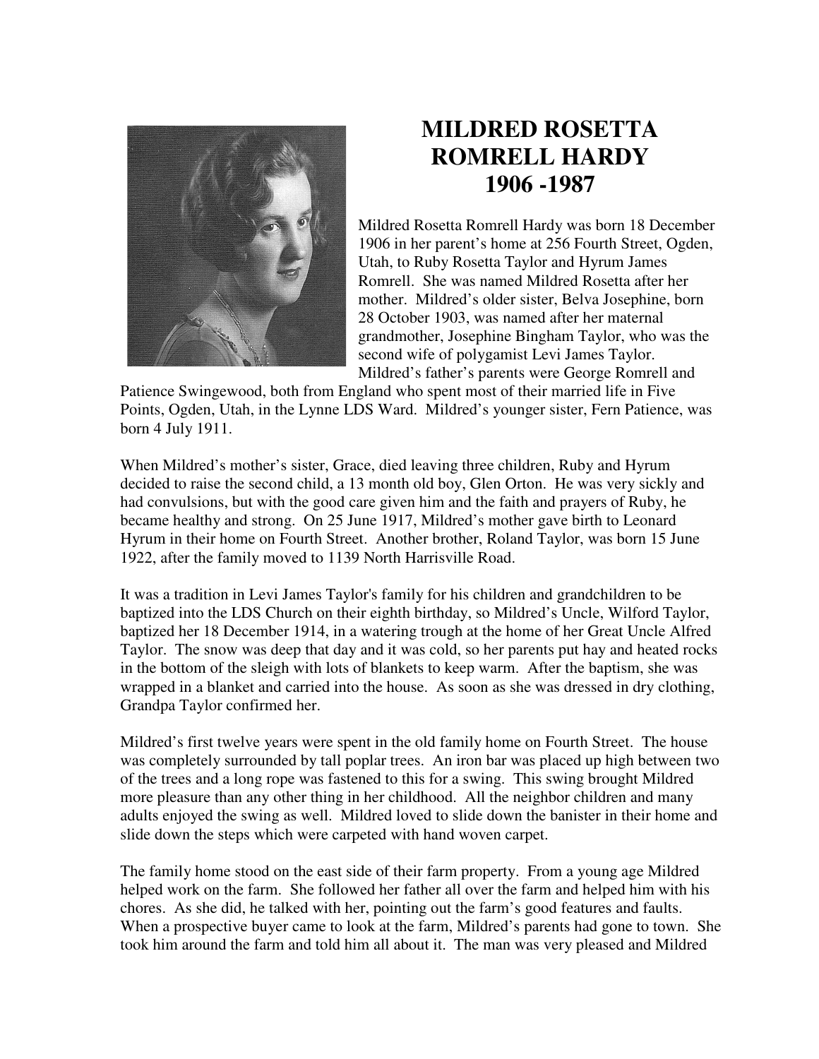# MILDRED ROSETTA ROMRELL HARDY 1906 -1987

Mildred Rosetta Romrell Hardy was born 18 December 1906 in her parent's home at 256 Fourth Street, Ogden, Utah, to Ruby Rosetta Taylor and Hyrum James Romrell. She was named Mildred Rosetta after her mother. Mildred's older sister, Belva Josephine, born 28 October 1903, was named after her maternal grandmother, Josephine Bingham Taylor, who was the second wife of polygamist Levi James Taylor. Mildred's father's parents were George Romrell and Patience Swingewood, both from England who spent most of their married life in Five Points, Ogden, Utah, in the Lynne LDS Ward. Mildred's younger sister, Fern Patience, was born 4 July 1911.

When Mildred's mother's sister, Grace, died leaving three children, Ruby and Hyrum decided to raise the second child, a 13 month old boy, Glen Orton. He was very sickly and had convulsions, but with the good care given him and the faith and prayers of Ruby, he became healthy and strong. On 25 June 1917, Mildred's mother gave birth to Leonard Hyrum in their home on Fourth Street. Another brother, Roland Taylor, was born 15 June 1922, after the family moved to 1139 North Harrisville Road.

It was a tradition in Levi James Taylor's family for his children and grandchildren to be baptized into the LDS Church on their eighth birthday, so Mildred's Uncle, Wilford Taylor, baptized her 18 December 1914, in a watering trough at the home of her Great Uncle Alfred Taylor. The snow was deep that day and it was cold, so her parents put hay and heated rocks in the bottom of the sleigh with lots of blankets to keep warm. After the baptism, she was wrapped in a blanket and carried into the house. As soon as she was dressed in dry clothing, Grandpa Taylor confirmed her.

Mildred's first twelve years were spent in the old family home on Fourth Street. The house was completely surrounded by tall poplar trees. An iron bar was placed up high between two of the trees and a long rope was fastened to this for a swing. This swing brought Mildred more pleasure than any other thing in her childhood. All the neighbor children and many adults enjoyed the swing as well. Mildred loved to slide down the banister in their home and slide down the steps which were carpeted with hand woven carpet.

The family home stood on the east side of their farm property. From a young age Mildred helped work on the farm. She followed her father all over the farm and helped him with his chores. As she did, he talked with her, pointing out the farm's good features and faults. When a prospective buyer came to look at the farm, Mildred's parents had gone to town. She took him around the farm and told him all about it. The man was very pleased and Mildred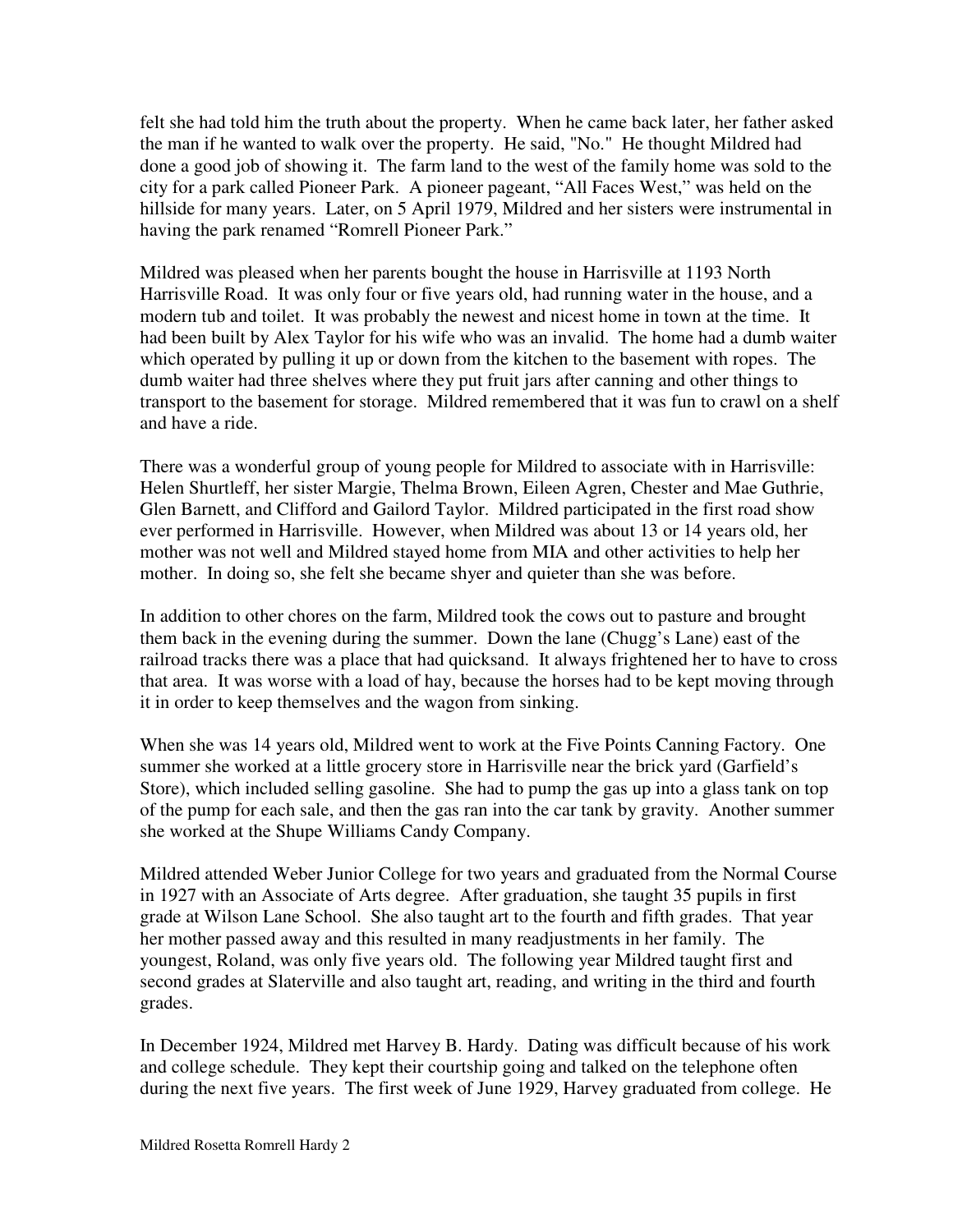felt she had told him the truth about the property. When he came back later, her father asked the man if he wanted to walk over the property. He said, "No." He thought Mildred had done a good job of showing it. The farm land to the west of the family home was sold to the city for a park called Pioneer Park. A pioneer pageant, "All Faces West," was held on the hillside for many years. Later, on 5 April 1979, Mildred and her sisters were instrumental in having the park renamed "Romrell Pioneer Park."

Mildred was pleased when her parents bought the house in Harrisville at 1193 North Harrisville Road. It was only four or five years old, had running water in the house, and a modern tub and toilet. It was probably the newest and nicest home in town at the time. It had been built by Alex Taylor for his wife who was an invalid. The home had a dumb waiter which operated by pulling it up or down from the kitchen to the basement with ropes. The dumb waiter had three shelves where they put fruit jars after canning and other things to transport to the basement for storage. Mildred remembered that it was fun to crawl on a shelf and have a ride.

There was a wonderful group of young people for Mildred to associate with in Harrisville: Helen Shurtleff, her sister Margie, Thelma Brown, Eileen Agren, Chester and Mae Guthrie, Glen Barnett, and Clifford and Gailord Taylor. Mildred participated in the first road show ever performed in Harrisville. However, when Mildred was about 13 or 14 years old, her mother was not well and Mildred stayed home from MIA and other activities to help her mother. In doing so, she felt she became shyer and quieter than she was before.

In addition to other chores on the farm, Mildred took the cows out to pasture and brought them back in the evening during the summer. Down the lane (Chugg's Lane) east of the railroad tracks there was a place that had quicksand. It always frightened her to have to cross that area. It was worse with a load of hay, because the horses had to be kept moving through it in order to keep themselves and the wagon from sinking.

When she was 14 years old, Mildred went to work at the Five Points Canning Factory. One summer she worked at a little grocery store in Harrisville near the brick yard (Garfield's Store), which included selling gasoline. She had to pump the gas up into a glass tank on top of the pump for each sale, and then the gas ran into the car tank by gravity. Another summer she worked at the Shupe Williams Candy Company.

Mildred attended Weber Junior College for two years and graduated from the Normal Course in 1927 with an Associate of Arts degree. After graduation, she taught 35 pupils in first grade at Wilson Lane School. She also taught art to the fourth and fifth grades. That year her mother passed away and this resulted in many readjustments in her family. The youngest, Roland, was only five years old. The following year Mildred taught first and second grades at Slaterville and also taught art, reading, and writing in the third and fourth grades.

In December 1924, Mildred met Harvey B. Hardy. Dating was difficult because of his work and college schedule. They kept their courtship going and talked on the telephone often during the next five years. The first week of June 1929, Harvey graduated from college. He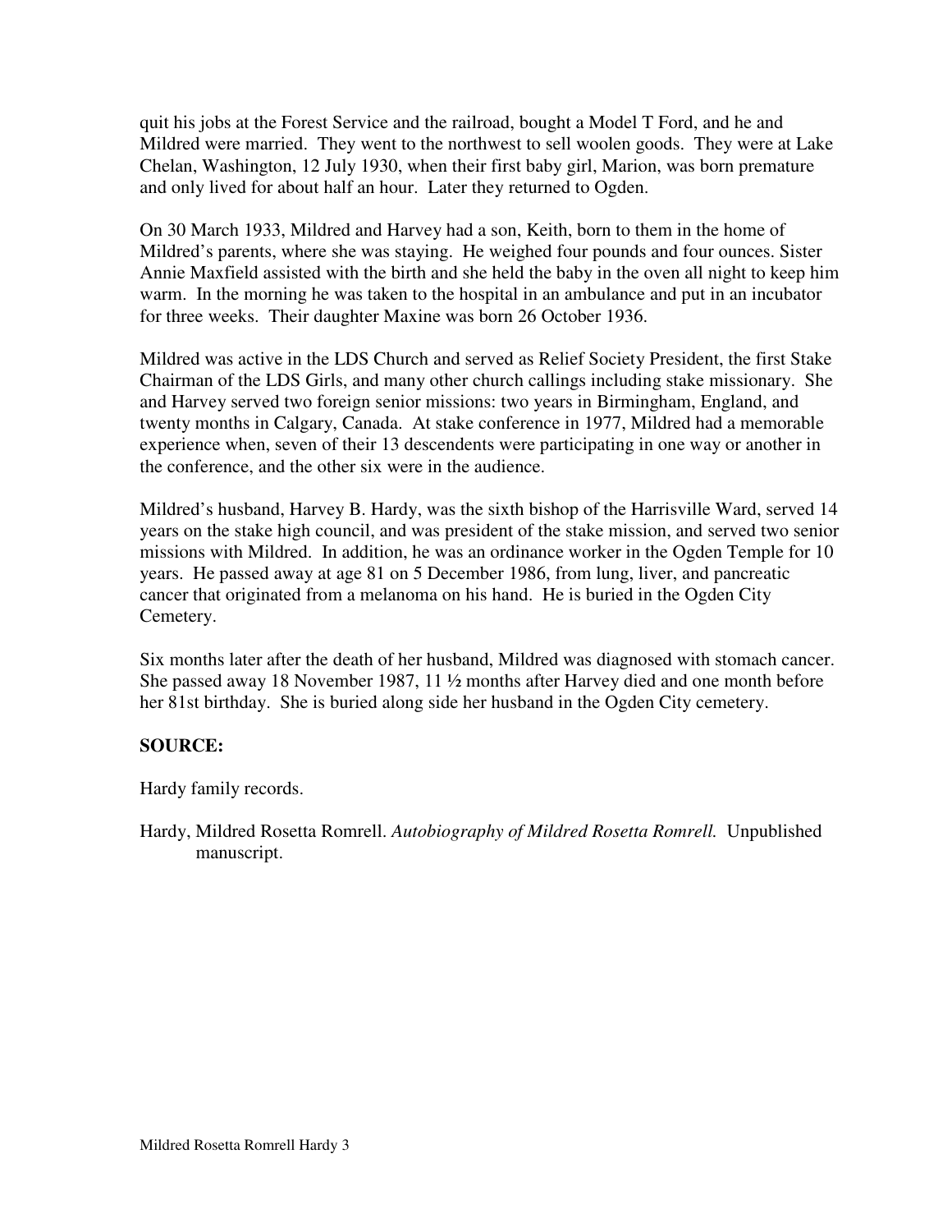quit his jobs at the Forest Service and the railroad, bought a Model T Ford, and he and Mildred were married. They went to the northwest to sell woolen goods. They were at Lake Chelan, Washington, 12 July 1930, when their first baby girl, Marion, was born premature and only lived for about half an hour. Later they returned to Ogden.

On 30 March 1933, Mildred and Harvey had a son, Keith, born to them in the home of Mildred's parents, where she was staying. He weighed four pounds and four ounces. Sister Annie Maxfield assisted with the birth and she held the baby in the oven all night to keep him warm. In the morning he was taken to the hospital in an ambulance and put in an incubator for three weeks. Their daughter Maxine was born 26 October 1936.

Mildred was active in the LDS Church and served as Relief Society President, the first Stake Chairman of the LDS Girls, and many other church callings including stake missionary. She and Harvey served two foreign senior missions: two years in Birmingham, England, and twenty months in Calgary, Canada. At stake conference in 1977, Mildred had a memorable experience when, seven of their 13 descendents were participating in one way or another in the conference, and the other six were in the audience.

Mildred's husband, Harvey B. Hardy, was the sixth bishop of the Harrisville Ward, served 14 years on the stake high council, and was president of the stake mission, and served two senior missions with Mildred. In addition, he was an ordinance worker in the Ogden Temple for 10 years. He passed away at age 81 on 5 December 1986, from lung, liver, and pancreatic cancer that originated from a melanoma on his hand. He is buried in the Ogden City Cemetery.

Six months later after the death of her husband, Mildred was diagnosed with stomach cancer. She passed away 18 November 1987, 11 ½ months after Harvey died and one month before her 81st birthday. She is buried along side her husband in the Ogden City cemetery.

**SOURCE:**

Hardy family records.

Hardy, Mildred Rosetta Romrell. *Autobiography of Mildred Rosetta Romrell.* Unpublished manuscript.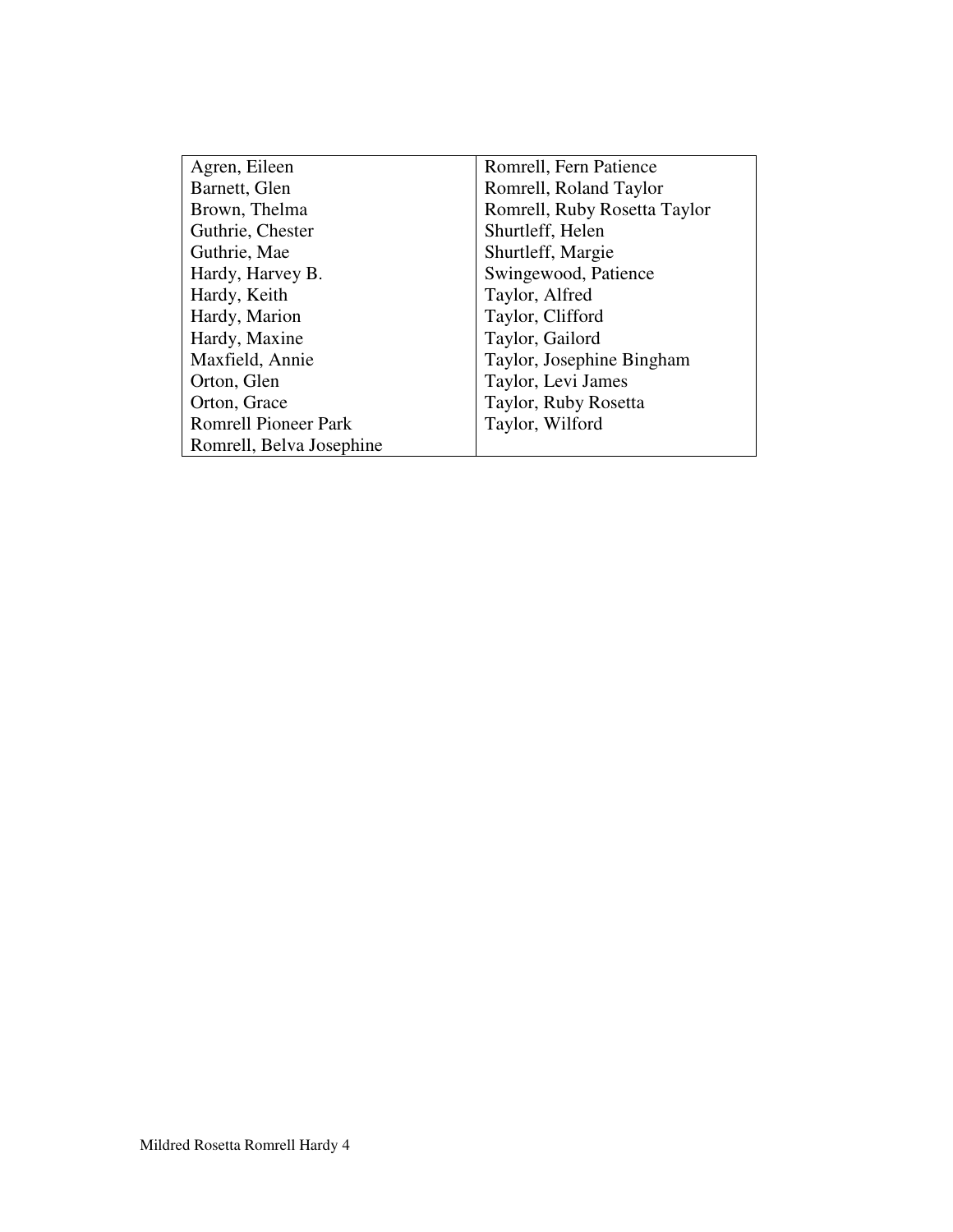| | |
|---|---|
| Agren, Eileen | Romrell, Fern Patience |
| Barnett, Glen | Romrell, Roland Taylor |
| Brown, Thelma | Romrell, Ruby Rosetta Taylor |
| Guthrie, Chester | Shurtleff, Helen |
| Guthrie, Mae | Shurtleff, Margie |
| Hardy, Harvey B. | Swingewood, Patience |
| Hardy, Keith | Taylor, Alfred |
| Hardy, Marion | Taylor, Clifford |
| Hardy, Maxine | Taylor, Gailord |
| Maxfield, Annie | Taylor, Josephine Bingham |
| Orton, Glen | Taylor, Levi James |
| Orton, Grace | Taylor, Ruby Rosetta |
| Romrell Pioneer Park | Taylor, Wilford |
| Romrell, Belva Josephine | |